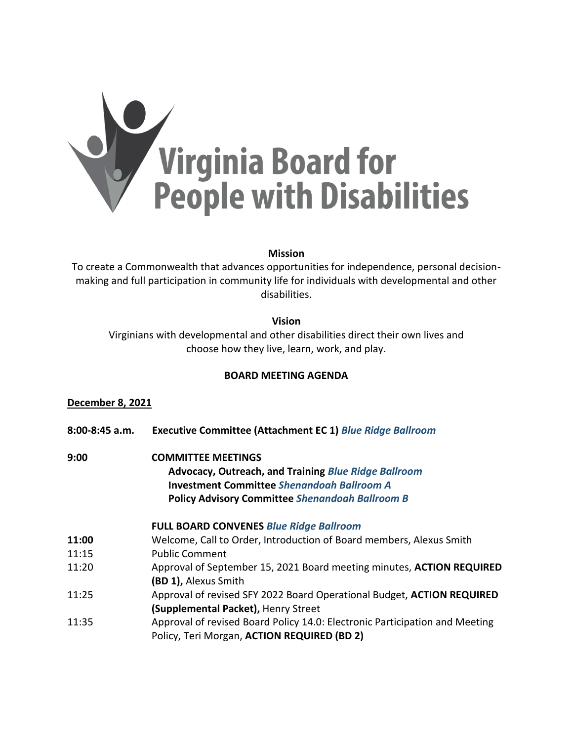# Virginia Board for People with Disabilities

**Mission**

To create a Commonwealth that advances opportunities for independence, personal decision-making and full participation in community life for individuals with developmental and other disabilities.

**Vision**

Virginians with developmental and other disabilities direct their own lives and choose how they live, learn, work, and play.

**BOARD MEETING AGENDA**

**December 8, 2021**

**8:00-8:45 a.m.** **Executive Committee (Attachment EC 1)** ***Blue Ridge Ballroom***

**9:00** **COMMITTEE MEETINGS**

- **Advocacy, Outreach, and Training** ***Blue Ridge Ballroom***
- **Investment Committee** ***Shenandoah Ballroom A***
- **Policy Advisory Committee** ***Shenandoah Ballroom B***

**FULL BOARD CONVENES** ***Blue Ridge Ballroom***

**11:00** Welcome, Call to Order, Introduction of Board members, Alexus Smith

11:15 Public Comment

11:20 Approval of September 15, 2021 Board meeting minutes, **ACTION REQUIRED (BD 1),** Alexus Smith

11:25 Approval of revised SFY 2022 Board Operational Budget, **ACTION REQUIRED (Supplemental Packet),** Henry Street

11:35 Approval of revised Board Policy 14.0: Electronic Participation and Meeting Policy, Teri Morgan, **ACTION REQUIRED (BD 2)**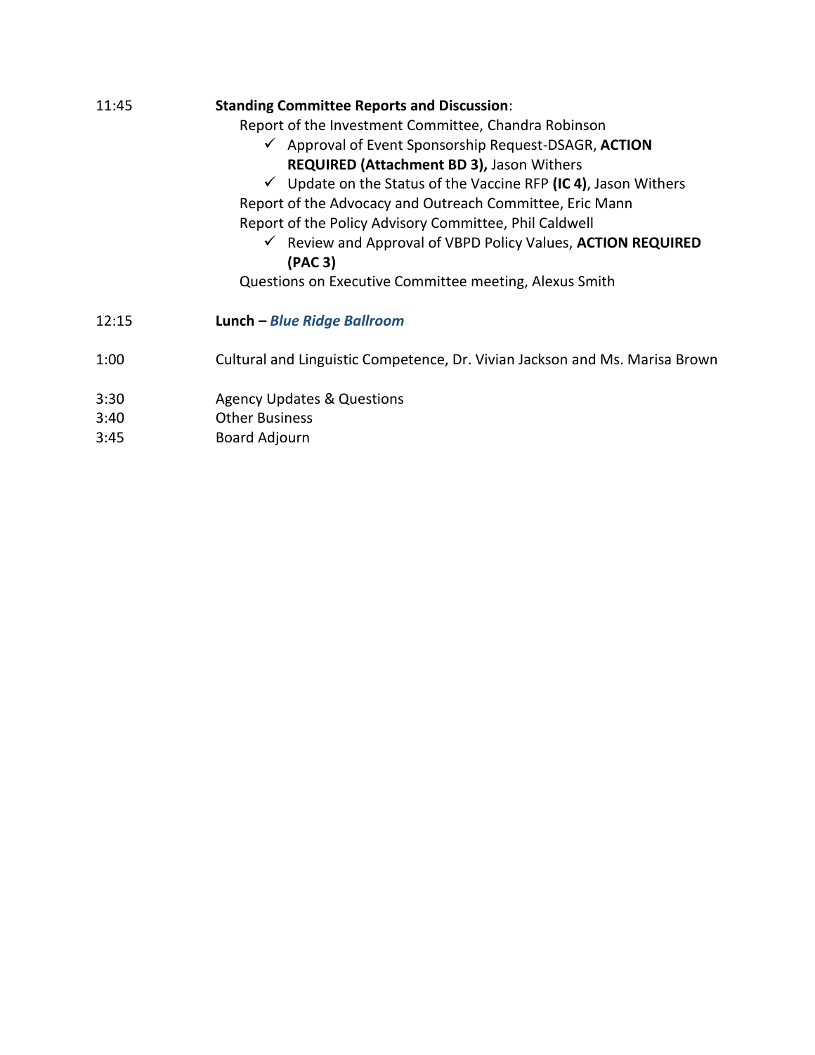11:45 **Standing Committee Reports and Discussion**:

Report of the Investment Committee, Chandra Robinson

- ✓ Approval of Event Sponsorship Request-DSAGR, **ACTION REQUIRED (Attachment BD 3),** Jason Withers
- ✓ Update on the Status of the Vaccine RFP **(IC 4)**, Jason Withers

Report of the Advocacy and Outreach Committee, Eric Mann

Report of the Policy Advisory Committee, Phil Caldwell

- ✓ Review and Approval of VBPD Policy Values, **ACTION REQUIRED (PAC 3)**

Questions on Executive Committee meeting, Alexus Smith

12:15 **Lunch –** ***Blue Ridge Ballroom***

1:00 Cultural and Linguistic Competence, Dr. Vivian Jackson and Ms. Marisa Brown

3:30 Agency Updates & Questions

3:40 Other Business

3:45 Board Adjourn